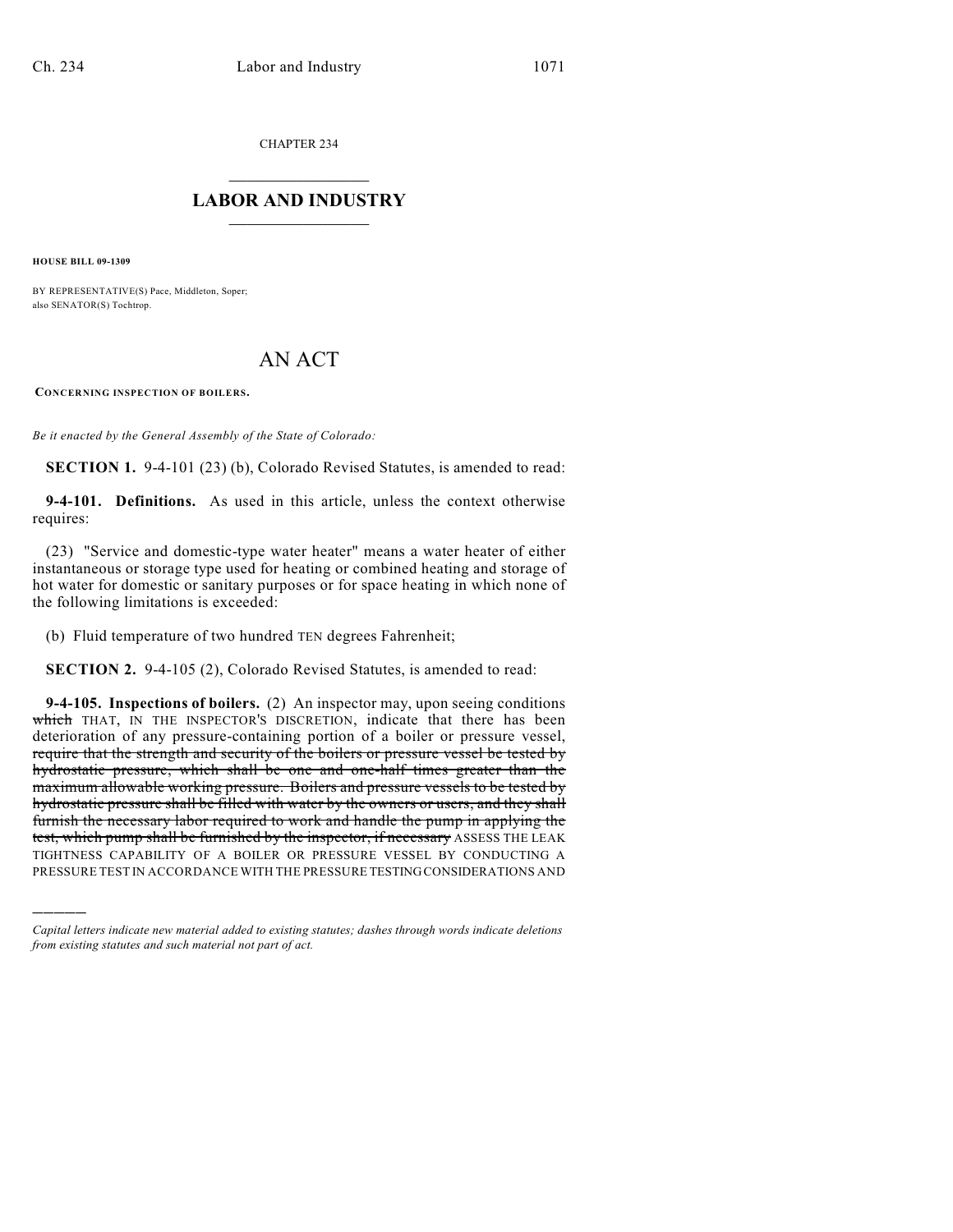CHAPTER 234

# LABOR AND INDUSTRY

**HOUSE BILL 09-1309**

BY REPRESENTATIVE(S) Pace, Middleton, Soper;
also SENATOR(S) Tochtrop.

# AN ACT

**CONCERNING INSPECTION OF BOILERS.**

*Be it enacted by the General Assembly of the State of Colorado:*

**SECTION 1.** 9-4-101 (23) (b), Colorado Revised Statutes, is amended to read:

**9-4-101. Definitions.** As used in this article, unless the context otherwise requires:

(23) "Service and domestic-type water heater" means a water heater of either instantaneous or storage type used for heating or combined heating and storage of hot water for domestic or sanitary purposes or for space heating in which none of the following limitations is exceeded:

(b) Fluid temperature of two hundred TEN degrees Fahrenheit;

**SECTION 2.** 9-4-105 (2), Colorado Revised Statutes, is amended to read:

**9-4-105. Inspections of boilers.** (2) An inspector may, upon seeing conditions ~~which~~ THAT, IN THE INSPECTOR'S DISCRETION, indicate that there has been deterioration of any pressure-containing portion of a boiler or pressure vessel, ~~require that the strength and security of the boilers or pressure vessel be tested by hydrostatic pressure, which shall be one and one-half times greater than the maximum allowable working pressure. Boilers and pressure vessels to be tested by hydrostatic pressure shall be filled with water by the owners or users, and they shall furnish the necessary labor required to work and handle the pump in applying the test, which pump shall be furnished by the inspector, if necessary~~ ASSESS THE LEAK TIGHTNESS CAPABILITY OF A BOILER OR PRESSURE VESSEL BY CONDUCTING A PRESSURE TEST IN ACCORDANCE WITH THE PRESSURE TESTING CONSIDERATIONS AND

---

*Capital letters indicate new material added to existing statutes; dashes through words indicate deletions from existing statutes and such material not part of act.*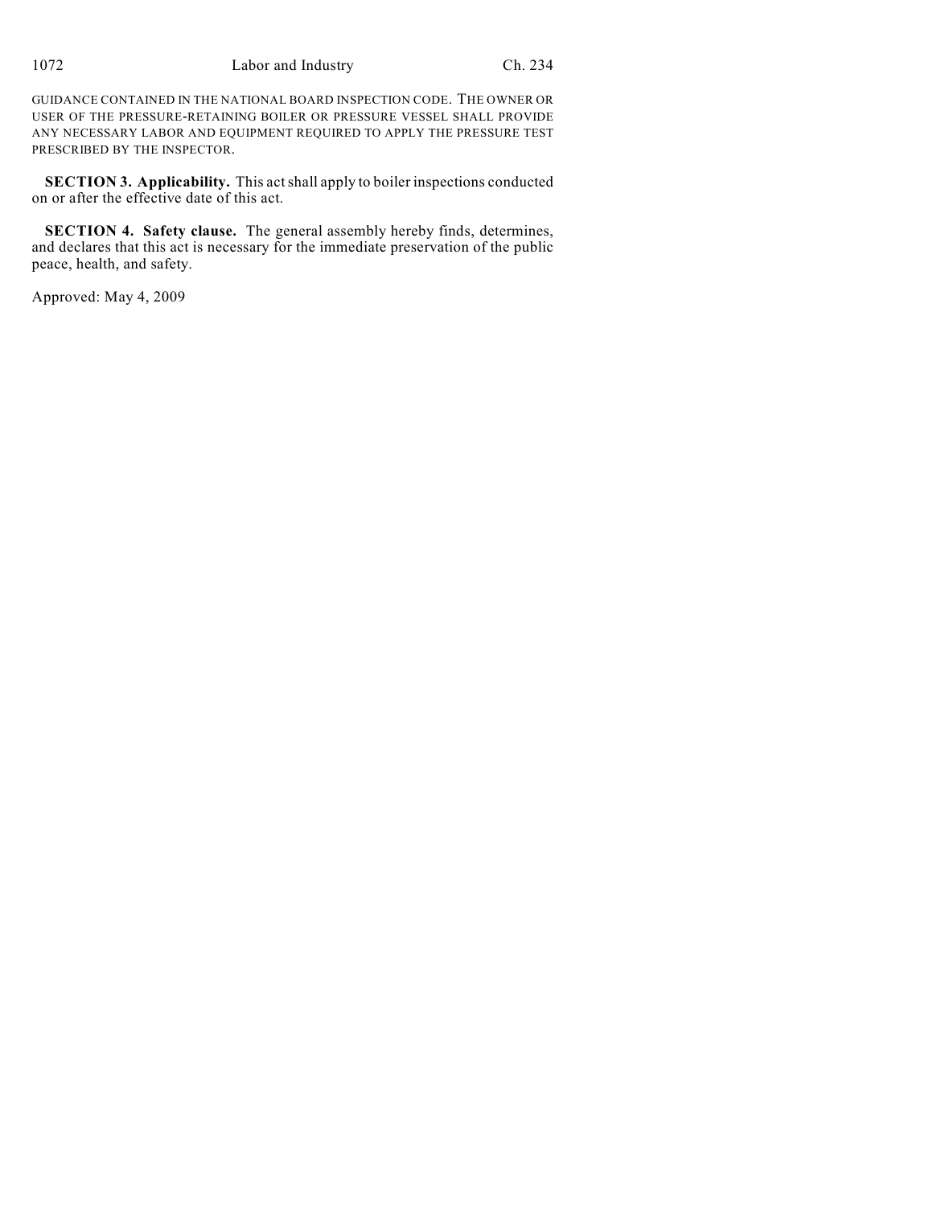GUIDANCE CONTAINED IN THE NATIONAL BOARD INSPECTION CODE. THE OWNER OR USER OF THE PRESSURE-RETAINING BOILER OR PRESSURE VESSEL SHALL PROVIDE ANY NECESSARY LABOR AND EQUIPMENT REQUIRED TO APPLY THE PRESSURE TEST PRESCRIBED BY THE INSPECTOR.

**SECTION 3. Applicability.** This act shall apply to boiler inspections conducted on or after the effective date of this act.

**SECTION 4. Safety clause.** The general assembly hereby finds, determines, and declares that this act is necessary for the immediate preservation of the public peace, health, and safety.

Approved: May 4, 2009